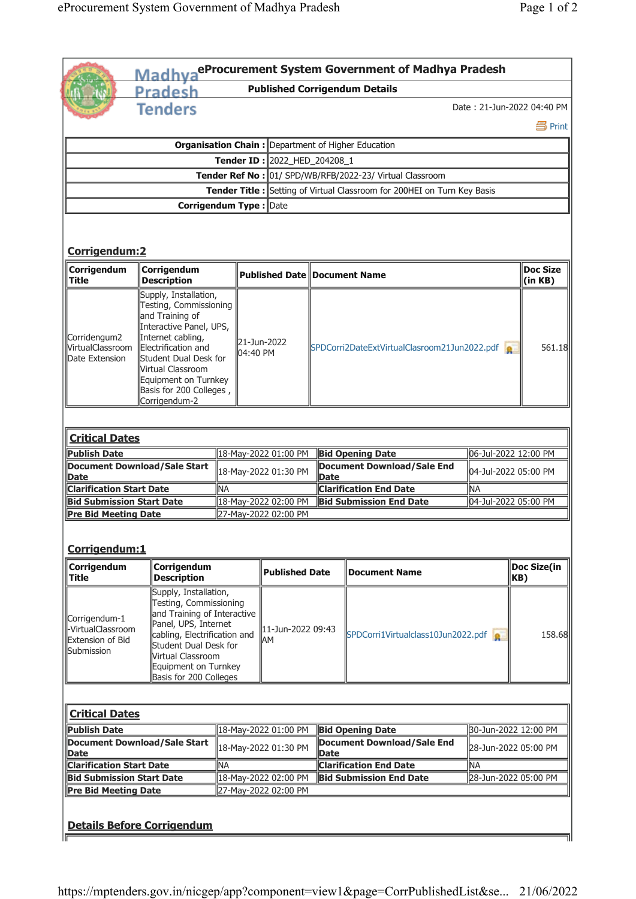# eProcurement System Government of Madhya Pradesh

**Published Corrigendum Details**

Date : 21-Jun-2022 04:40 PM

Print

| | |
|---|---|
| **Organisation Chain :** | Department of Higher Education |
| **Tender ID :** | 2022_HED_204208_1 |
| **Tender Ref No :** | 01/ SPD/WB/RFB/2022-23/ Virtual Classroom |
| **Tender Title :** | Setting of Virtual Classroom for 200HEI on Turn Key Basis |
| **Corrigendum Type :** | Date |

## Corrigendum:2

| Corrigendum Title | Corrigendum Description | Published Date | Document Name | Doc Size (in KB) |
|---|---|---|---|---|
| Corridengum2 VirtualClassroom Date Extension | Supply, Installation, Testing, Commissioning and Training of Interactive Panel, UPS, Internet cabling, Electrification and Student Dual Desk for Virtual Classroom Equipment on Turnkey Basis for 200 Colleges , Corrigendum-2 | 21-Jun-2022 04:40 PM | SPDCorri2DateExtVirtualClasroom21Jun2022.pdf | 561.18 |

| **Critical Dates** | | | |
|---|---|---|---|
| **Publish Date** | 18-May-2022 01:00 PM | **Bid Opening Date** | 06-Jul-2022 12:00 PM |
| **Document Download/Sale Start Date** | 18-May-2022 01:30 PM | **Document Download/Sale End Date** | 04-Jul-2022 05:00 PM |
| **Clarification Start Date** | NA | **Clarification End Date** | NA |
| **Bid Submission Start Date** | 18-May-2022 02:00 PM | **Bid Submission End Date** | 04-Jul-2022 05:00 PM |
| **Pre Bid Meeting Date** | 27-May-2022 02:00 PM | | |

## Corrigendum:1

| Corrigendum Title | Corrigendum Description | Published Date | Document Name | Doc Size(in KB) |
|---|---|---|---|---|
| Corrigendum-1 -VirtualClassroom Extension of Bid Submission | Supply, Installation, Testing, Commissioning and Training of Interactive Panel, UPS, Internet cabling, Electrification and Student Dual Desk for Virtual Classroom Equipment on Turnkey Basis for 200 Colleges | 11-Jun-2022 09:43 AM | SPDCorri1Virtualclass10Jun2022.pdf | 158.68 |

| **Critical Dates** | | | |
|---|---|---|---|
| **Publish Date** | 18-May-2022 01:00 PM | **Bid Opening Date** | 30-Jun-2022 12:00 PM |
| **Document Download/Sale Start Date** | 18-May-2022 01:30 PM | **Document Download/Sale End Date** | 28-Jun-2022 05:00 PM |
| **Clarification Start Date** | NA | **Clarification End Date** | NA |
| **Bid Submission Start Date** | 18-May-2022 02:00 PM | **Bid Submission End Date** | 28-Jun-2022 05:00 PM |
| **Pre Bid Meeting Date** | 27-May-2022 02:00 PM | | |

## Details Before Corrigendum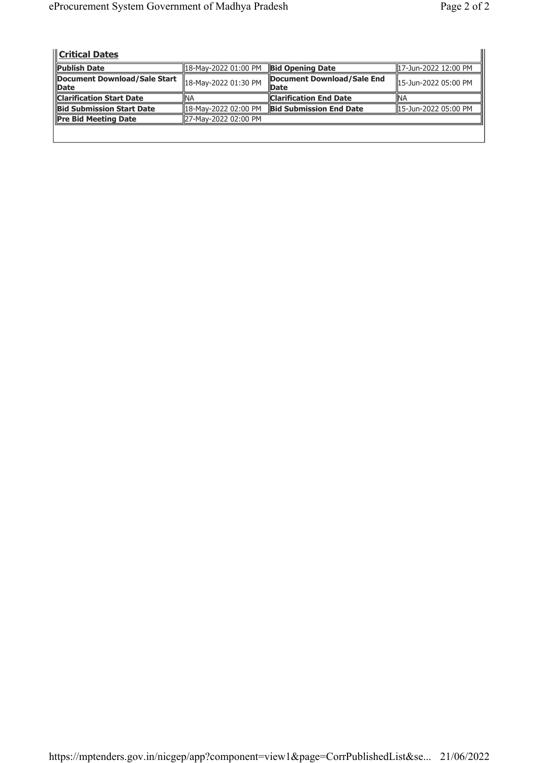## Critical Dates

| | | | |
|---|---|---|---|
| **Publish Date** | 18-May-2022 01:00 PM | **Bid Opening Date** | 17-Jun-2022 12:00 PM |
| **Document Download/Sale Start Date** | 18-May-2022 01:30 PM | **Document Download/Sale End Date** | 15-Jun-2022 05:00 PM |
| **Clarification Start Date** | NA | **Clarification End Date** | NA |
| **Bid Submission Start Date** | 18-May-2022 02:00 PM | **Bid Submission End Date** | 15-Jun-2022 05:00 PM |
| **Pre Bid Meeting Date** | 27-May-2022 02:00 PM | | |